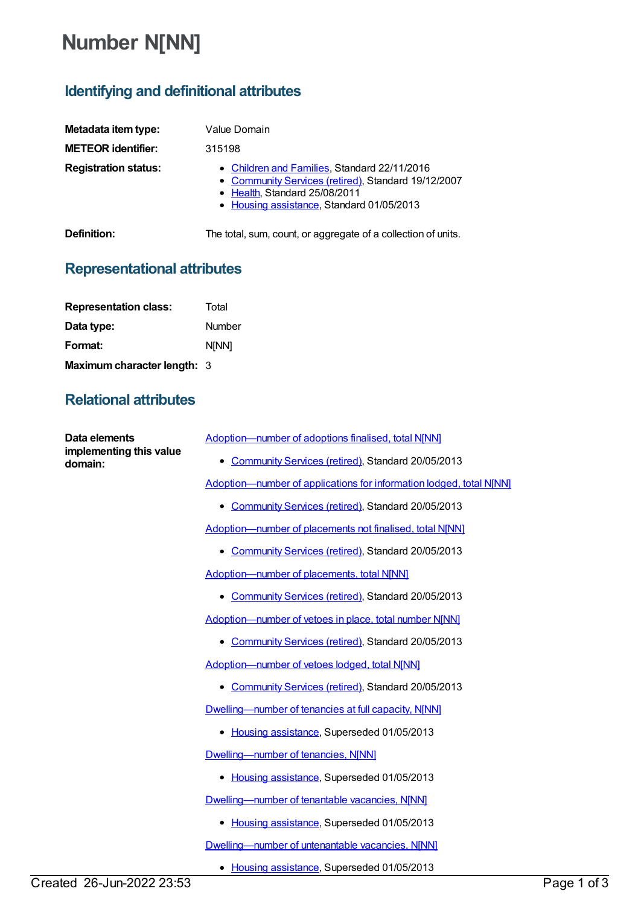# Number N[NN]

## Identifying and definitional attributes

**Metadata item type:** Value Domain

**METEOR identifier:** 315198

**Registration status:**

- Children and Families, Standard 22/11/2016
- Community Services (retired), Standard 19/12/2007
- Health, Standard 25/08/2011
- Housing assistance, Standard 01/05/2013

**Definition:** The total, sum, count, or aggregate of a collection of units.

## Representational attributes

**Representation class:** Total

**Data type:** Number

**Format:** N[NN]

**Maximum character length:** 3

## Relational attributes

**Data elements implementing this value domain:**

Adoption—number of adoptions finalised, total N[NN]

- Community Services (retired), Standard 20/05/2013

Adoption—number of applications for information lodged, total N[NN]

- Community Services (retired), Standard 20/05/2013

Adoption—number of placements not finalised, total N[NN]

- Community Services (retired), Standard 20/05/2013

Adoption—number of placements, total N[NN]

- Community Services (retired), Standard 20/05/2013

Adoption—number of vetoes in place, total number N[NN]

- Community Services (retired), Standard 20/05/2013

Adoption—number of vetoes lodged, total N[NN]

- Community Services (retired), Standard 20/05/2013

Dwelling—number of tenancies at full capacity, N[NN]

- Housing assistance, Superseded 01/05/2013

Dwelling—number of tenancies, N[NN]

- Housing assistance, Superseded 01/05/2013

Dwelling—number of tenantable vacancies, N[NN]

- Housing assistance, Superseded 01/05/2013

Dwelling—number of untenantable vacancies, N[NN]

- Housing assistance, Superseded 01/05/2013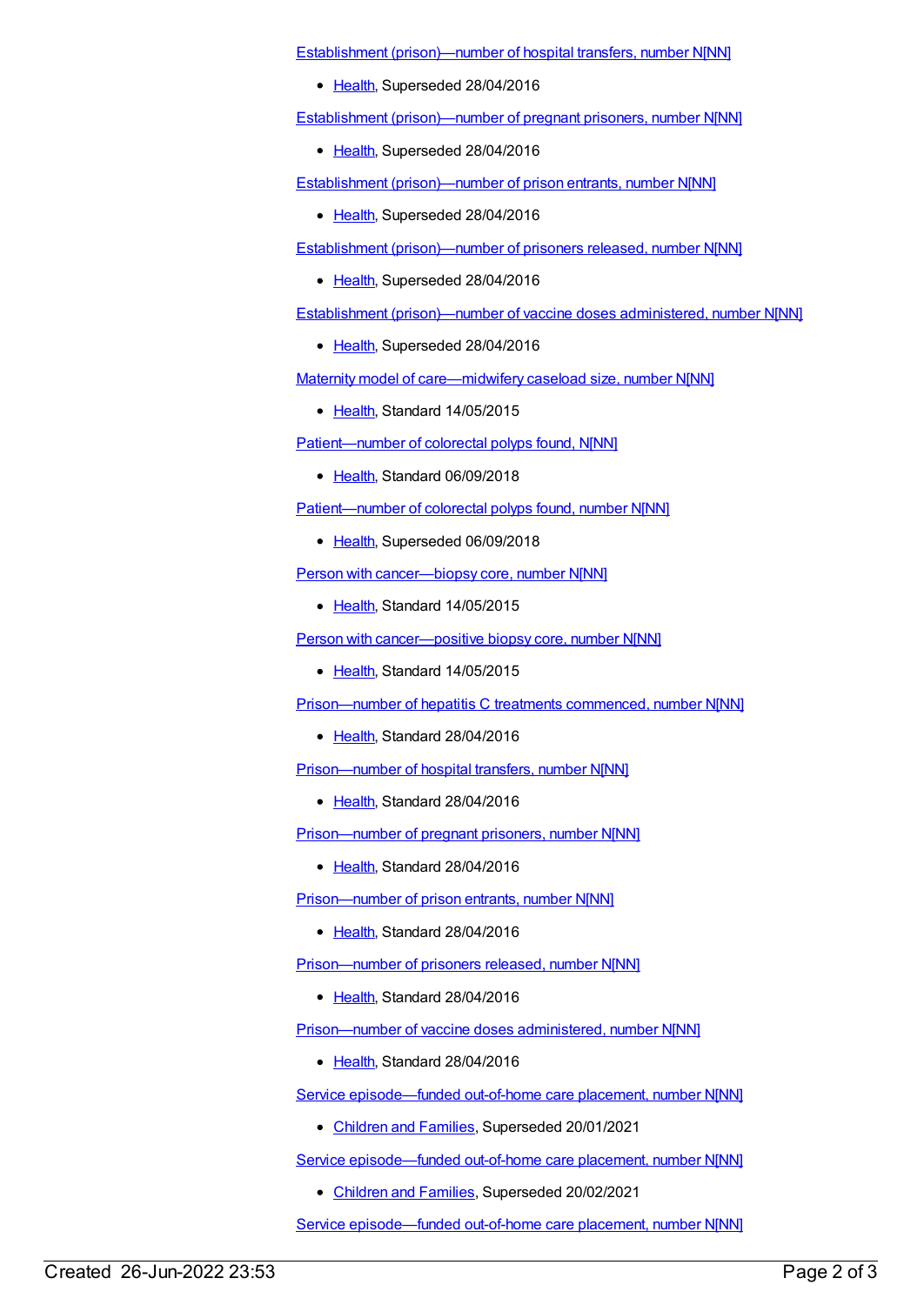Establishment (prison)—number of hospital transfers, number N[NN]

- Health, Superseded 28/04/2016

Establishment (prison)—number of pregnant prisoners, number N[NN]

- Health, Superseded 28/04/2016

Establishment (prison)—number of prison entrants, number N[NN]

- Health, Superseded 28/04/2016

Establishment (prison)—number of prisoners released, number N[NN]

- Health, Superseded 28/04/2016

Establishment (prison)—number of vaccine doses administered, number N[NN]

- Health, Superseded 28/04/2016

Maternity model of care—midwifery caseload size, number N[NN]

- Health, Standard 14/05/2015

Patient—number of colorectal polyps found, N[NN]

- Health, Standard 06/09/2018

Patient—number of colorectal polyps found, number N[NN]

- Health, Superseded 06/09/2018

Person with cancer—biopsy core, number N[NN]

- Health, Standard 14/05/2015

Person with cancer—positive biopsy core, number N[NN]

- Health, Standard 14/05/2015

Prison—number of hepatitis C treatments commenced, number N[NN]

- Health, Standard 28/04/2016

Prison—number of hospital transfers, number N[NN]

- Health, Standard 28/04/2016

Prison—number of pregnant prisoners, number N[NN]

- Health, Standard 28/04/2016

Prison—number of prison entrants, number N[NN]

- Health, Standard 28/04/2016

Prison—number of prisoners released, number N[NN]

- Health, Standard 28/04/2016

Prison—number of vaccine doses administered, number N[NN]

- Health, Standard 28/04/2016

Service episode—funded out-of-home care placement, number N[NN]

- Children and Families, Superseded 20/01/2021

Service episode—funded out-of-home care placement, number N[NN]

- Children and Families, Superseded 20/02/2021

Service episode—funded out-of-home care placement, number N[NN]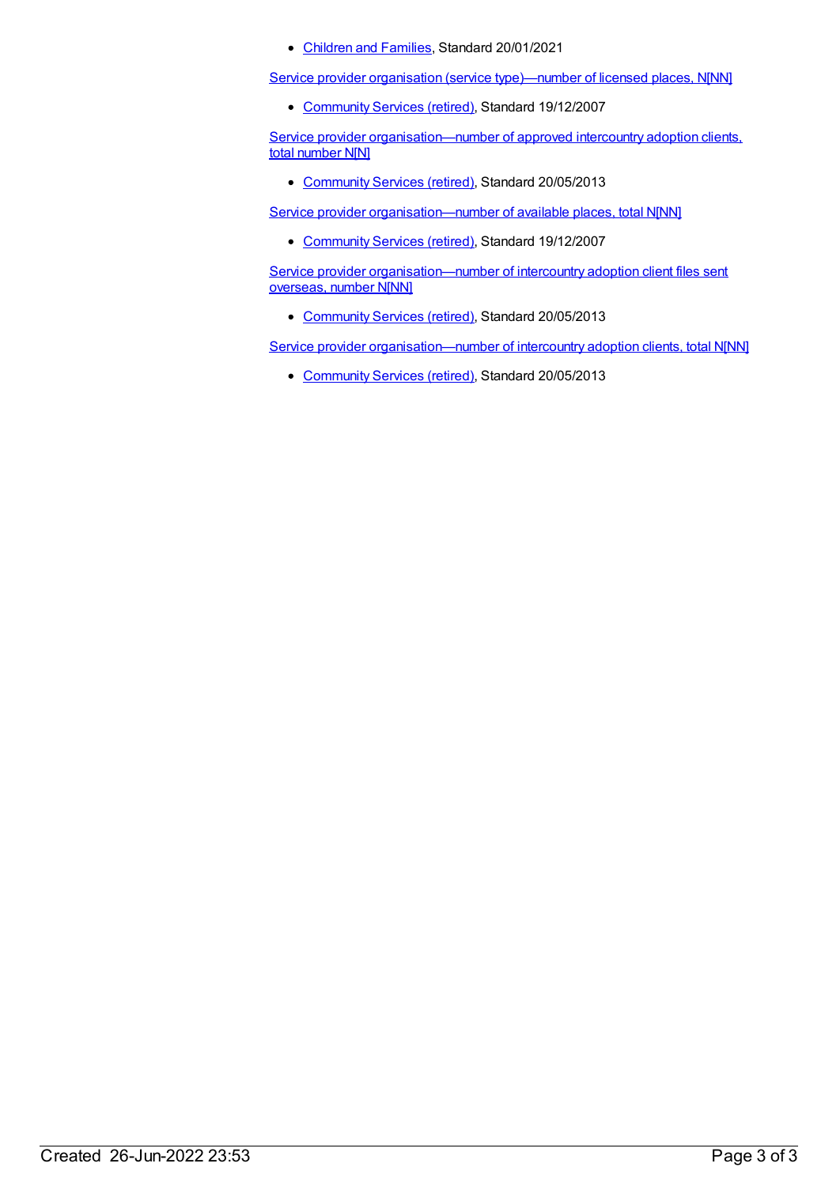- Children and Families, Standard 20/01/2021

Service provider organisation (service type)—number of licensed places, N[NN]

- Community Services (retired), Standard 19/12/2007

Service provider organisation—number of approved intercountry adoption clients, total number N[N]

- Community Services (retired), Standard 20/05/2013

Service provider organisation—number of available places, total N[NN]

- Community Services (retired), Standard 19/12/2007

Service provider organisation—number of intercountry adoption client files sent overseas, number N[NN]

- Community Services (retired), Standard 20/05/2013

Service provider organisation—number of intercountry adoption clients, total N[NN]

- Community Services (retired), Standard 20/05/2013